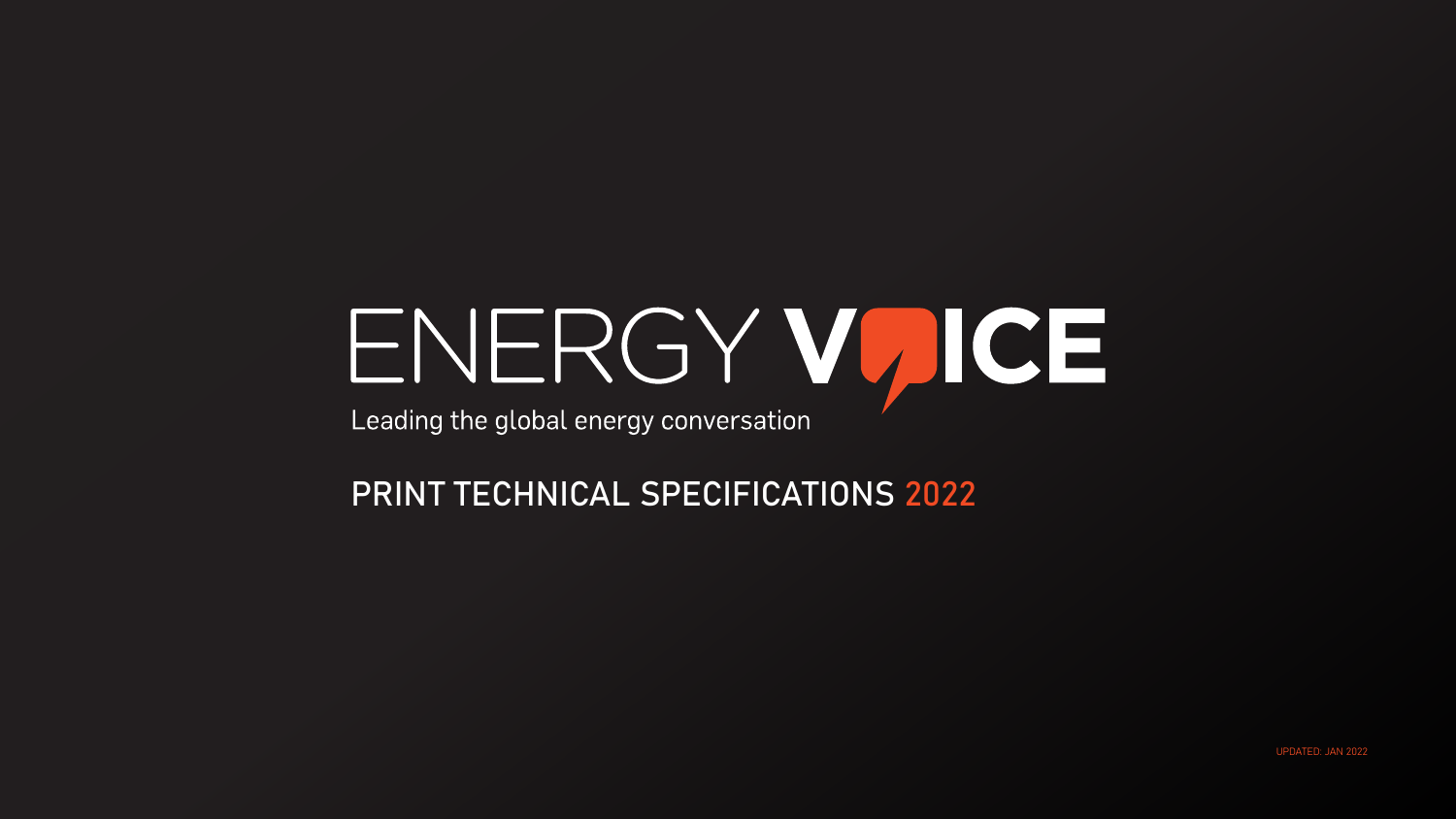# ENERGY VOICE

Leading the global energy conversation

## PRINT TECHNICAL SPECIFICATIONS 2022

UPDATED: JAN 2022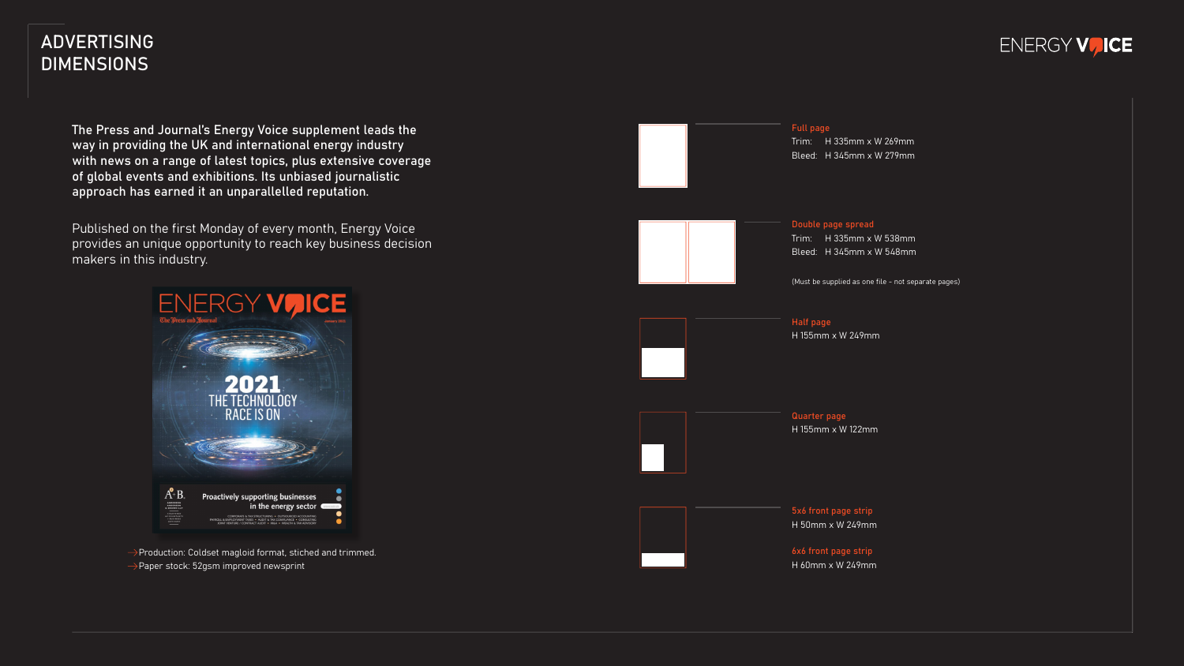# ADVERTISING DIMENSIONS

The Press and Journal's Energy Voice supplement leads the way in providing the UK and international energy industry with news on a range of latest topics, plus extensive coverage of global events and exhibitions. Its unbiased journalistic approach has earned it an unparalleled reputation.

Published on the first Monday of every month, Energy Voice provides an unique opportunity to reach key business decision makers in this industry.

- Production: Coldset magloid format, stiched and trimmed.
- Paper stock: 52gsm improved newsprint

**Full page**
Trim: H 335mm x W 269mm
Bleed: H 345mm x W 279mm

**Double page spread**
Trim: H 335mm x W 538mm
Bleed: H 345mm x W 548mm

(Must be supplied as one file - not separate pages)

**Half page**
H 155mm x W 249mm

**Quarter page**
H 155mm x W 122mm

**5x6 front page strip**
H 50mm x W 249mm

**6x6 front page strip**
H 60mm x W 249mm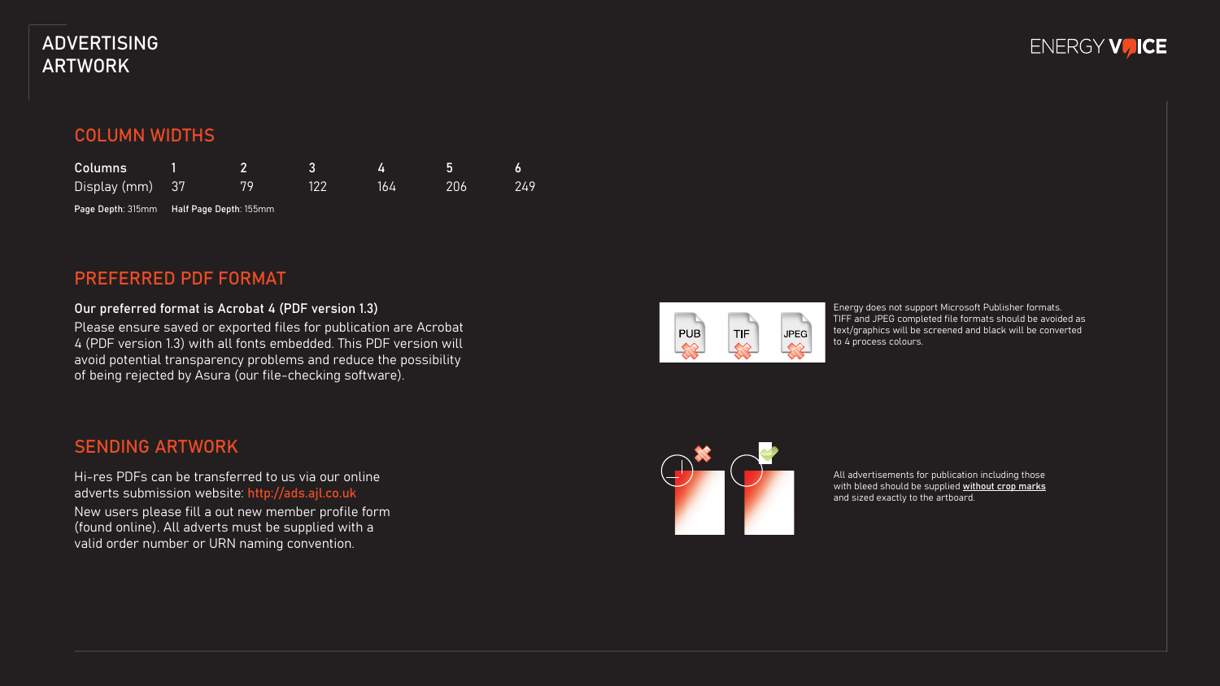# ADVERTISING ARTWORK

## COLUMN WIDTHS

| Columns | 1 | 2 | 3 | 4 | 5 | 6 |
|---|---|---|---|---|---|---|
| Display (mm) | 37 | 79 | 122 | 164 | 206 | 249 |

**Page Depth**: 315mm **Half Page Depth**: 155mm

## PREFERRED PDF FORMAT

**Our preferred format is Acrobat 4 (PDF version 1.3)**

Please ensure saved or exported files for publication are Acrobat 4 (PDF version 1.3) with all fonts embedded. This PDF version will avoid potential transparency problems and reduce the possibility of being rejected by Asura (our file-checking software).

Energy does not support Microsoft Publisher formats. TIFF and JPEG completed file formats should be avoided as text/graphics will be screened and black will be converted to 4 process colours.

## SENDING ARTWORK

Hi-res PDFs can be transferred to us via our online adverts submission website: http://ads.ajl.co.uk

New users please fill a out new member profile form (found online). All adverts must be supplied with a valid order number or URN naming convention.

All advertisements for publication including those with bleed should be supplied without crop marks and sized exactly to the artboard.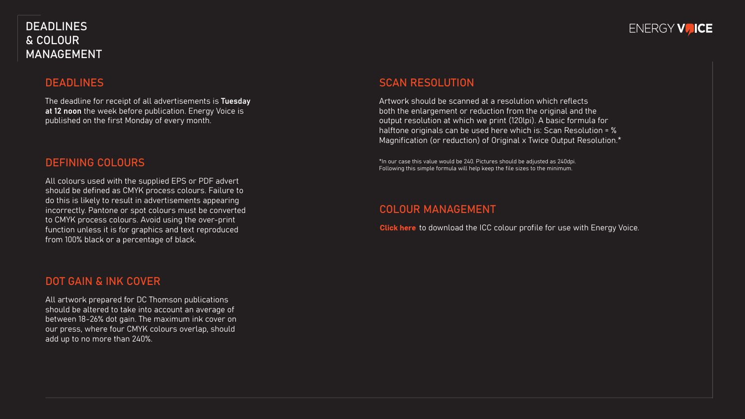# DEADLINES & COLOUR MANAGEMENT

## DEADLINES

The deadline for receipt of all advertisements is **Tuesday at 12 noon** the week before publication. Energy Voice is published on the first Monday of every month.

## DEFINING COLOURS

All colours used with the supplied EPS or PDF advert should be defined as CMYK process colours. Failure to do this is likely to result in advertisements appearing incorrectly. Pantone or spot colours must be converted to CMYK process colours. Avoid using the over-print function unless it is for graphics and text reproduced from 100% black or a percentage of black.

## DOT GAIN & INK COVER

All artwork prepared for DC Thomson publications should be altered to take into account an average of between 18-26% dot gain. The maximum ink cover on our press, where four CMYK colours overlap, should add up to no more than 240%.

## SCAN RESOLUTION

Artwork should be scanned at a resolution which reflects both the enlargement or reduction from the original and the output resolution at which we print (120lpi). A basic formula for halftone originals can be used here which is: Scan Resolution = % Magnification (or reduction) of Original x Twice Output Resolution.*

*In our case this value would be 240. Pictures should be adjusted as 240dpi. Following this simple formula will help keep the file sizes to the minimum.

## COLOUR MANAGEMENT

**Click here** to download the ICC colour profile for use with Energy Voice.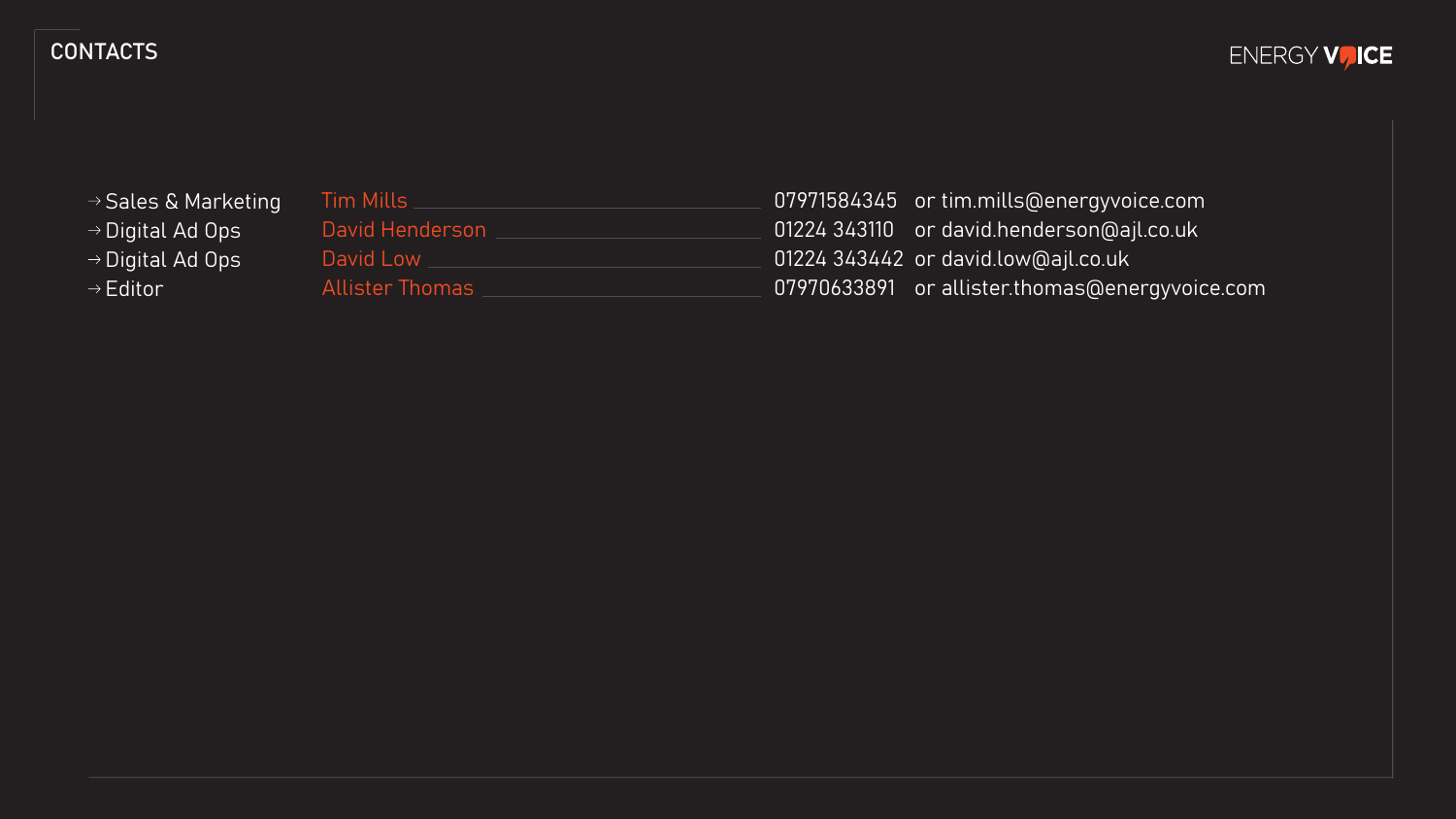# CONTACTS

ENERGY VOICE

| | | | |
|---|---|---|---|
| → Sales & Marketing | Tim Mills | 07971584345 | or tim.mills@energyvoice.com |
| → Digital Ad Ops | David Henderson | 01224 343110 | or david.henderson@ajl.co.uk |
| → Digital Ad Ops | David Low | 01224 343442 | or david.low@ajl.co.uk |
| → Editor | Allister Thomas | 07970633891 | or allister.thomas@energyvoice.com |